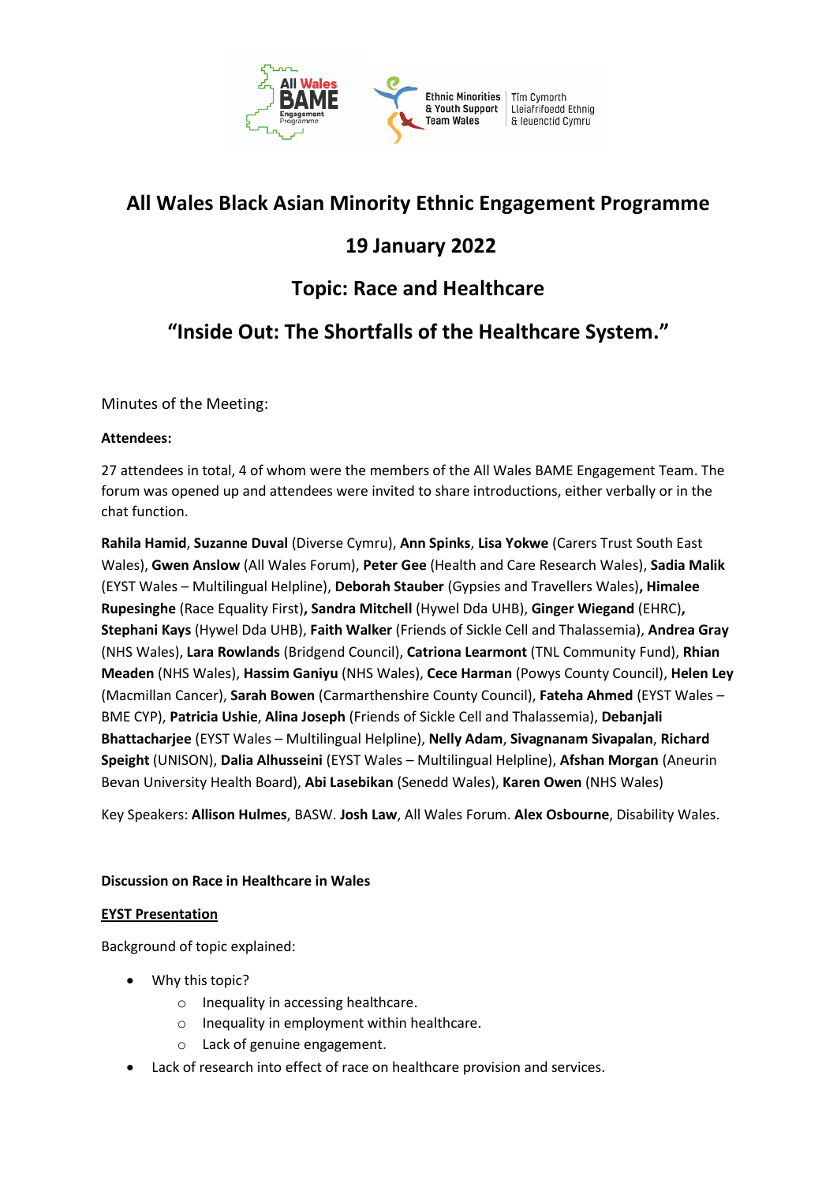# All Wales Black Asian Minority Ethnic Engagement Programme

## 19 January 2022

## Topic: Race and Healthcare

## "Inside Out: The Shortfalls of the Healthcare System."

Minutes of the Meeting:

**Attendees:**

27 attendees in total, 4 of whom were the members of the All Wales BAME Engagement Team. The forum was opened up and attendees were invited to share introductions, either verbally or in the chat function.

**Rahila Hamid**, **Suzanne Duval** (Diverse Cymru), **Ann Spinks**, **Lisa Yokwe** (Carers Trust South East Wales), **Gwen Anslow** (All Wales Forum), **Peter Gee** (Health and Care Research Wales), **Sadia Malik** (EYST Wales – Multilingual Helpline), **Deborah Stauber** (Gypsies and Travellers Wales)**, Himalee Rupesinghe** (Race Equality First)**, Sandra Mitchell** (Hywel Dda UHB), **Ginger Wiegand** (EHRC)**, Stephani Kays** (Hywel Dda UHB), **Faith Walker** (Friends of Sickle Cell and Thalassemia), **Andrea Gray** (NHS Wales), **Lara Rowlands** (Bridgend Council), **Catriona Learmont** (TNL Community Fund), **Rhian Meaden** (NHS Wales), **Hassim Ganiyu** (NHS Wales), **Cece Harman** (Powys County Council), **Helen Ley** (Macmillan Cancer), **Sarah Bowen** (Carmarthenshire County Council), **Fateha Ahmed** (EYST Wales – BME CYP), **Patricia Ushie**, **Alina Joseph** (Friends of Sickle Cell and Thalassemia), **Debanjali Bhattacharjee** (EYST Wales – Multilingual Helpline), **Nelly Adam**, **Sivagnanam Sivapalan**, **Richard Speight** (UNISON), **Dalia Alhusseini** (EYST Wales – Multilingual Helpline), **Afshan Morgan** (Aneurin Bevan University Health Board), **Abi Lasebikan** (Senedd Wales), **Karen Owen** (NHS Wales)

Key Speakers: **Allison Hulmes**, BASW. **Josh Law**, All Wales Forum. **Alex Osbourne**, Disability Wales.

**Discussion on Race in Healthcare in Wales**

**EYST Presentation**

Background of topic explained:

- Why this topic?
  - Inequality in accessing healthcare.
  - Inequality in employment within healthcare.
  - Lack of genuine engagement.
- Lack of research into effect of race on healthcare provision and services.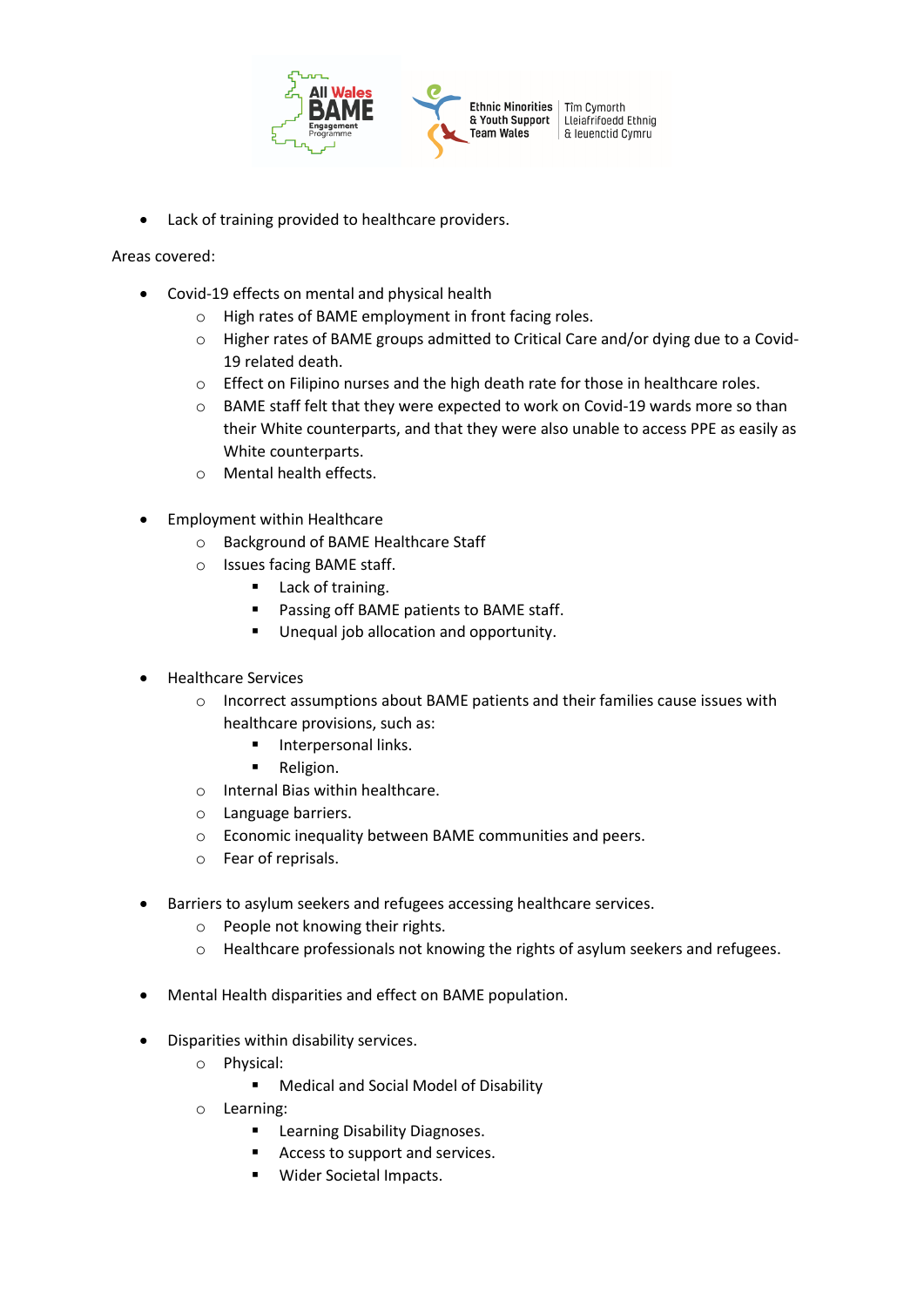- Lack of training provided to healthcare providers.

Areas covered:

- Covid-19 effects on mental and physical health
  - High rates of BAME employment in front facing roles.
  - Higher rates of BAME groups admitted to Critical Care and/or dying due to a Covid-19 related death.
  - Effect on Filipino nurses and the high death rate for those in healthcare roles.
  - BAME staff felt that they were expected to work on Covid-19 wards more so than their White counterparts, and that they were also unable to access PPE as easily as White counterparts.
  - Mental health effects.

- Employment within Healthcare
  - Background of BAME Healthcare Staff
  - Issues facing BAME staff.
    - Lack of training.
    - Passing off BAME patients to BAME staff.
    - Unequal job allocation and opportunity.

- Healthcare Services
  - Incorrect assumptions about BAME patients and their families cause issues with healthcare provisions, such as:
    - Interpersonal links.
    - Religion.
  - Internal Bias within healthcare.
  - Language barriers.
  - Economic inequality between BAME communities and peers.
  - Fear of reprisals.

- Barriers to asylum seekers and refugees accessing healthcare services.
  - People not knowing their rights.
  - Healthcare professionals not knowing the rights of asylum seekers and refugees.

- Mental Health disparities and effect on BAME population.

- Disparities within disability services.
  - Physical:
    - Medical and Social Model of Disability
  - Learning:
    - Learning Disability Diagnoses.
    - Access to support and services.
    - Wider Societal Impacts.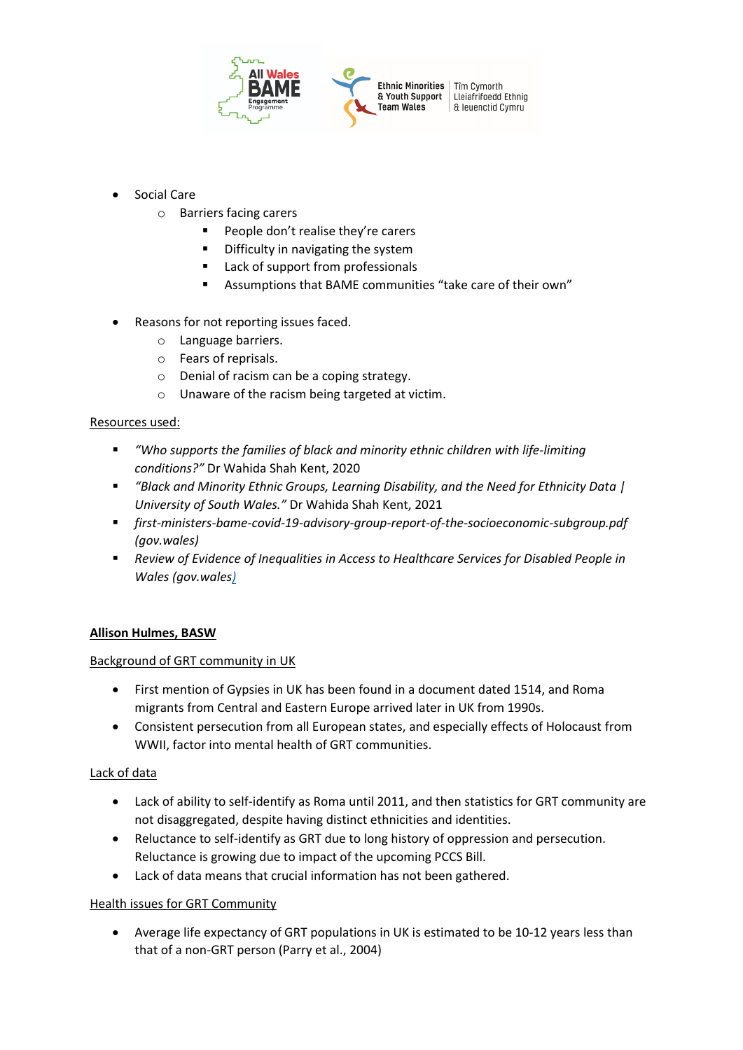- Social Care
    - Barriers facing carers
        - People don't realise they're carers
        - Difficulty in navigating the system
        - Lack of support from professionals
        - Assumptions that BAME communities "take care of their own"

- Reasons for not reporting issues faced.
    - Language barriers.
    - Fears of reprisals.
    - Denial of racism can be a coping strategy.
    - Unaware of the racism being targeted at victim.

<u>Resources used:</u>

- *"Who supports the families of black and minority ethnic children with life-limiting conditions?"* Dr Wahida Shah Kent, 2020
- *"Black and Minority Ethnic Groups, Learning Disability, and the Need for Ethnicity Data | University of South Wales."* Dr Wahida Shah Kent, 2021
- *first-ministers-bame-covid-19-advisory-group-report-of-the-socioeconomic-subgroup.pdf (gov.wales)*
- *Review of Evidence of Inequalities in Access to Healthcare Services for Disabled People in Wales (gov.wales)*

**<u>Allison Hulmes, BASW</u>**

<u>Background of GRT community in UK</u>

- First mention of Gypsies in UK has been found in a document dated 1514, and Roma migrants from Central and Eastern Europe arrived later in UK from 1990s.
- Consistent persecution from all European states, and especially effects of Holocaust from WWII, factor into mental health of GRT communities.

<u>Lack of data</u>

- Lack of ability to self-identify as Roma until 2011, and then statistics for GRT community are not disaggregated, despite having distinct ethnicities and identities.
- Reluctance to self-identify as GRT due to long history of oppression and persecution. Reluctance is growing due to impact of the upcoming PCCS Bill.
- Lack of data means that crucial information has not been gathered.

<u>Health issues for GRT Community</u>

- Average life expectancy of GRT populations in UK is estimated to be 10-12 years less than that of a non-GRT person (Parry et al., 2004)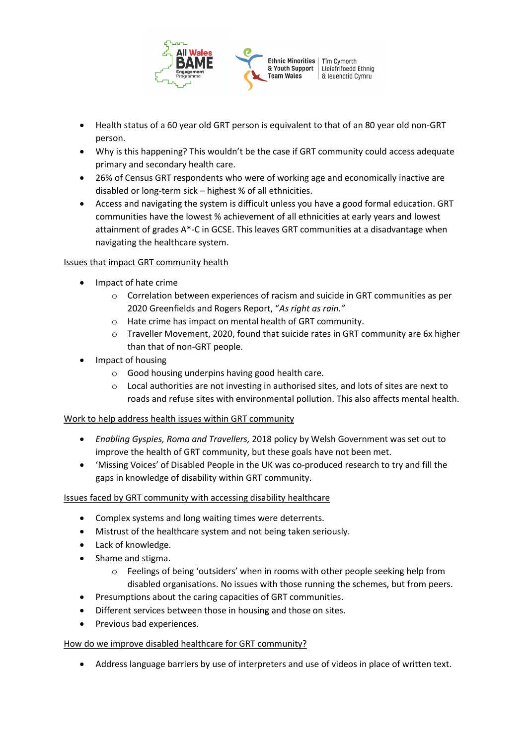- Health status of a 60 year old GRT person is equivalent to that of an 80 year old non-GRT person.
- Why is this happening? This wouldn't be the case if GRT community could access adequate primary and secondary health care.
- 26% of Census GRT respondents who were of working age and economically inactive are disabled or long-term sick – highest % of all ethnicities.
- Access and navigating the system is difficult unless you have a good formal education. GRT communities have the lowest % achievement of all ethnicities at early years and lowest attainment of grades A*-C in GCSE. This leaves GRT communities at a disadvantage when navigating the healthcare system.

<u>Issues that impact GRT community health</u>

- Impact of hate crime
    - Correlation between experiences of racism and suicide in GRT communities as per 2020 Greenfields and Rogers Report, "*As right as rain.*"
    - Hate crime has impact on mental health of GRT community.
    - Traveller Movement, 2020, found that suicide rates in GRT community are 6x higher than that of non-GRT people.
- Impact of housing
    - Good housing underpins having good health care.
    - Local authorities are not investing in authorised sites, and lots of sites are next to roads and refuse sites with environmental pollution. This also affects mental health.

<u>Work to help address health issues within GRT community</u>

- *Enabling Gyspies, Roma and Travellers,* 2018 policy by Welsh Government was set out to improve the health of GRT community, but these goals have not been met.
- 'Missing Voices' of Disabled People in the UK was co-produced research to try and fill the gaps in knowledge of disability within GRT community.

<u>Issues faced by GRT community with accessing disability healthcare</u>

- Complex systems and long waiting times were deterrents.
- Mistrust of the healthcare system and not being taken seriously.
- Lack of knowledge.
- Shame and stigma.
    - Feelings of being 'outsiders' when in rooms with other people seeking help from disabled organisations. No issues with those running the schemes, but from peers.
- Presumptions about the caring capacities of GRT communities.
- Different services between those in housing and those on sites.
- Previous bad experiences.

<u>How do we improve disabled healthcare for GRT community?</u>

- Address language barriers by use of interpreters and use of videos in place of written text.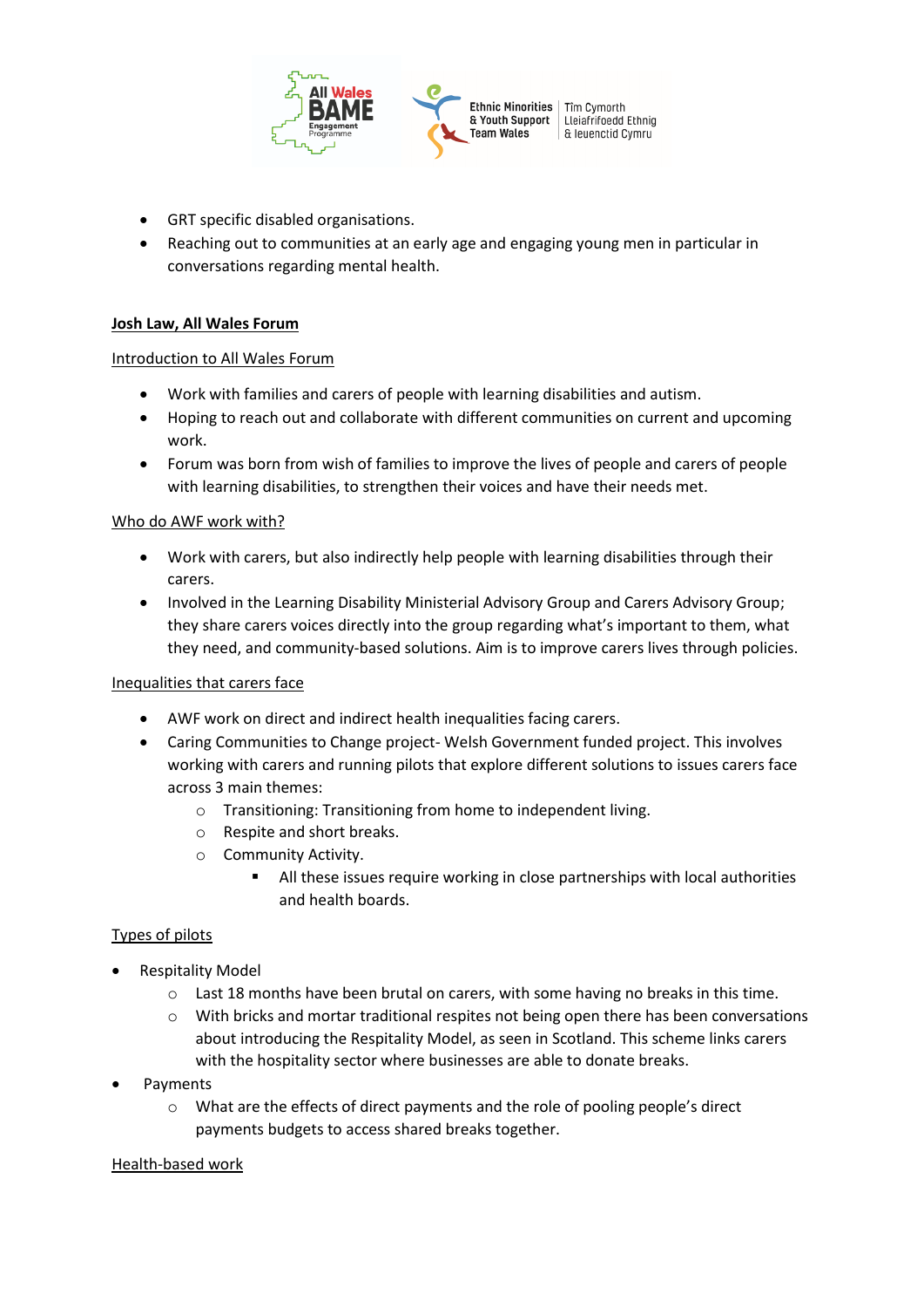- GRT specific disabled organisations.
- Reaching out to communities at an early age and engaging young men in particular in conversations regarding mental health.

**Josh Law, All Wales Forum**

Introduction to All Wales Forum

- Work with families and carers of people with learning disabilities and autism.
- Hoping to reach out and collaborate with different communities on current and upcoming work.
- Forum was born from wish of families to improve the lives of people and carers of people with learning disabilities, to strengthen their voices and have their needs met.

Who do AWF work with?

- Work with carers, but also indirectly help people with learning disabilities through their carers.
- Involved in the Learning Disability Ministerial Advisory Group and Carers Advisory Group; they share carers voices directly into the group regarding what's important to them, what they need, and community-based solutions. Aim is to improve carers lives through policies.

Inequalities that carers face

- AWF work on direct and indirect health inequalities facing carers.
- Caring Communities to Change project- Welsh Government funded project. This involves working with carers and running pilots that explore different solutions to issues carers face across 3 main themes:
    - Transitioning: Transitioning from home to independent living.
    - Respite and short breaks.
    - Community Activity.
        - All these issues require working in close partnerships with local authorities and health boards.

Types of pilots

- Respitality Model
    - Last 18 months have been brutal on carers, with some having no breaks in this time.
    - With bricks and mortar traditional respites not being open there has been conversations about introducing the Respitality Model, as seen in Scotland. This scheme links carers with the hospitality sector where businesses are able to donate breaks.
- Payments
    - What are the effects of direct payments and the role of pooling people's direct payments budgets to access shared breaks together.

Health-based work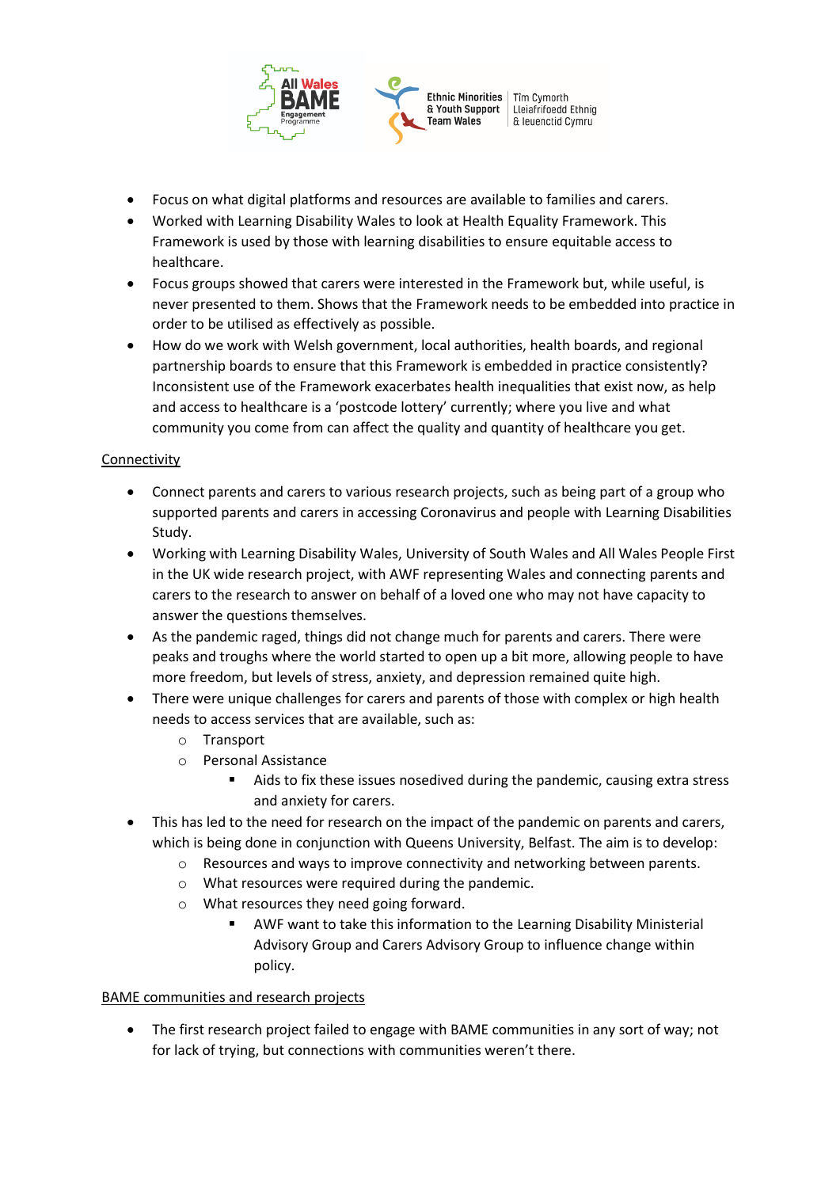- Focus on what digital platforms and resources are available to families and carers.
- Worked with Learning Disability Wales to look at Health Equality Framework. This Framework is used by those with learning disabilities to ensure equitable access to healthcare.
- Focus groups showed that carers were interested in the Framework but, while useful, is never presented to them. Shows that the Framework needs to be embedded into practice in order to be utilised as effectively as possible.
- How do we work with Welsh government, local authorities, health boards, and regional partnership boards to ensure that this Framework is embedded in practice consistently? Inconsistent use of the Framework exacerbates health inequalities that exist now, as help and access to healthcare is a 'postcode lottery' currently; where you live and what community you come from can affect the quality and quantity of healthcare you get.

<u>Connectivity</u>

- Connect parents and carers to various research projects, such as being part of a group who supported parents and carers in accessing Coronavirus and people with Learning Disabilities Study.
- Working with Learning Disability Wales, University of South Wales and All Wales People First in the UK wide research project, with AWF representing Wales and connecting parents and carers to the research to answer on behalf of a loved one who may not have capacity to answer the questions themselves.
- As the pandemic raged, things did not change much for parents and carers. There were peaks and troughs where the world started to open up a bit more, allowing people to have more freedom, but levels of stress, anxiety, and depression remained quite high.
- There were unique challenges for carers and parents of those with complex or high health needs to access services that are available, such as:
    - Transport
    - Personal Assistance
        - Aids to fix these issues nosedived during the pandemic, causing extra stress and anxiety for carers.
- This has led to the need for research on the impact of the pandemic on parents and carers, which is being done in conjunction with Queens University, Belfast. The aim is to develop:
    - Resources and ways to improve connectivity and networking between parents.
    - What resources were required during the pandemic.
    - What resources they need going forward.
        - AWF want to take this information to the Learning Disability Ministerial Advisory Group and Carers Advisory Group to influence change within policy.

<u>BAME communities and research projects</u>

- The first research project failed to engage with BAME communities in any sort of way; not for lack of trying, but connections with communities weren't there.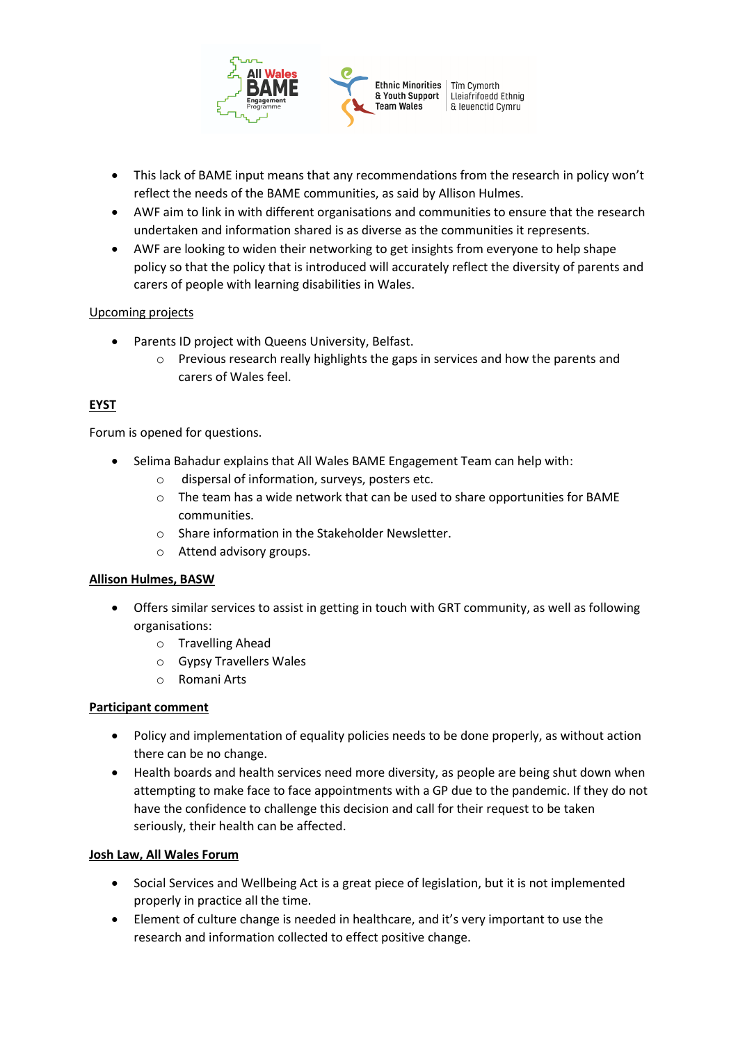- This lack of BAME input means that any recommendations from the research in policy won't reflect the needs of the BAME communities, as said by Allison Hulmes.
- AWF aim to link in with different organisations and communities to ensure that the research undertaken and information shared is as diverse as the communities it represents.
- AWF are looking to widen their networking to get insights from everyone to help shape policy so that the policy that is introduced will accurately reflect the diversity of parents and carers of people with learning disabilities in Wales.

Upcoming projects

- Parents ID project with Queens University, Belfast.
  - Previous research really highlights the gaps in services and how the parents and carers of Wales feel.

**EYST**

Forum is opened for questions.

- Selima Bahadur explains that All Wales BAME Engagement Team can help with:
  - dispersal of information, surveys, posters etc.
  - The team has a wide network that can be used to share opportunities for BAME communities.
  - Share information in the Stakeholder Newsletter.
  - Attend advisory groups.

**Allison Hulmes, BASW**

- Offers similar services to assist in getting in touch with GRT community, as well as following organisations:
  - Travelling Ahead
  - Gypsy Travellers Wales
  - Romani Arts

**Participant comment**

- Policy and implementation of equality policies needs to be done properly, as without action there can be no change.
- Health boards and health services need more diversity, as people are being shut down when attempting to make face to face appointments with a GP due to the pandemic. If they do not have the confidence to challenge this decision and call for their request to be taken seriously, their health can be affected.

**Josh Law, All Wales Forum**

- Social Services and Wellbeing Act is a great piece of legislation, but it is not implemented properly in practice all the time.
- Element of culture change is needed in healthcare, and it's very important to use the research and information collected to effect positive change.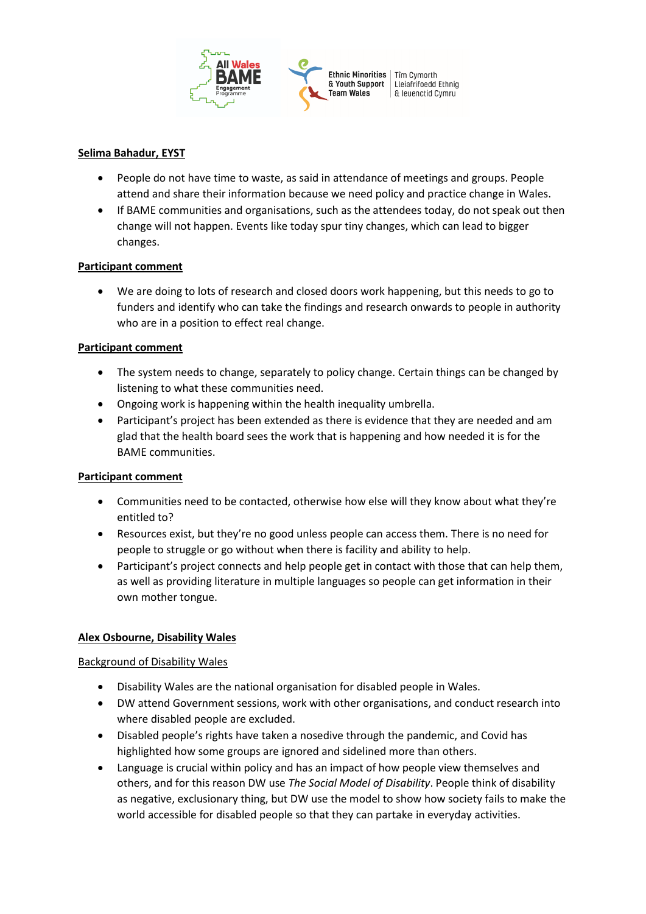**Selima Bahadur, EYST**

- People do not have time to waste, as said in attendance of meetings and groups. People attend and share their information because we need policy and practice change in Wales.
- If BAME communities and organisations, such as the attendees today, do not speak out then change will not happen. Events like today spur tiny changes, which can lead to bigger changes.

**Participant comment**

- We are doing to lots of research and closed doors work happening, but this needs to go to funders and identify who can take the findings and research onwards to people in authority who are in a position to effect real change.

**Participant comment**

- The system needs to change, separately to policy change. Certain things can be changed by listening to what these communities need.
- Ongoing work is happening within the health inequality umbrella.
- Participant's project has been extended as there is evidence that they are needed and am glad that the health board sees the work that is happening and how needed it is for the BAME communities.

**Participant comment**

- Communities need to be contacted, otherwise how else will they know about what they're entitled to?
- Resources exist, but they're no good unless people can access them. There is no need for people to struggle or go without when there is facility and ability to help.
- Participant's project connects and help people get in contact with those that can help them, as well as providing literature in multiple languages so people can get information in their own mother tongue.

**Alex Osbourne, Disability Wales**

Background of Disability Wales

- Disability Wales are the national organisation for disabled people in Wales.
- DW attend Government sessions, work with other organisations, and conduct research into where disabled people are excluded.
- Disabled people's rights have taken a nosedive through the pandemic, and Covid has highlighted how some groups are ignored and sidelined more than others.
- Language is crucial within policy and has an impact of how people view themselves and others, and for this reason DW use *The Social Model of Disability*. People think of disability as negative, exclusionary thing, but DW use the model to show how society fails to make the world accessible for disabled people so that they can partake in everyday activities.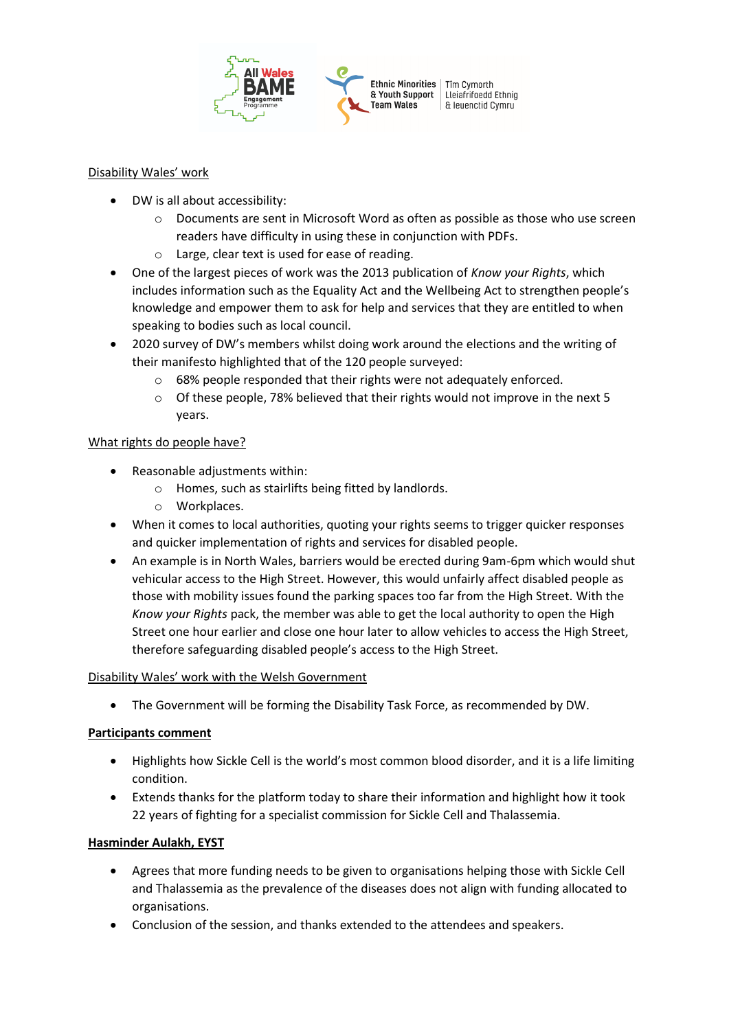Disability Wales' work

- DW is all about accessibility:
  - Documents are sent in Microsoft Word as often as possible as those who use screen readers have difficulty in using these in conjunction with PDFs.
  - Large, clear text is used for ease of reading.
- One of the largest pieces of work was the 2013 publication of *Know your Rights*, which includes information such as the Equality Act and the Wellbeing Act to strengthen people's knowledge and empower them to ask for help and services that they are entitled to when speaking to bodies such as local council.
- 2020 survey of DW's members whilst doing work around the elections and the writing of their manifesto highlighted that of the 120 people surveyed:
  - 68% people responded that their rights were not adequately enforced.
  - Of these people, 78% believed that their rights would not improve in the next 5 years.

What rights do people have?

- Reasonable adjustments within:
  - Homes, such as stairlifts being fitted by landlords.
  - Workplaces.
- When it comes to local authorities, quoting your rights seems to trigger quicker responses and quicker implementation of rights and services for disabled people.
- An example is in North Wales, barriers would be erected during 9am-6pm which would shut vehicular access to the High Street. However, this would unfairly affect disabled people as those with mobility issues found the parking spaces too far from the High Street. With the *Know your Rights* pack, the member was able to get the local authority to open the High Street one hour earlier and close one hour later to allow vehicles to access the High Street, therefore safeguarding disabled people's access to the High Street.

Disability Wales' work with the Welsh Government

- The Government will be forming the Disability Task Force, as recommended by DW.

**Participants comment**

- Highlights how Sickle Cell is the world's most common blood disorder, and it is a life limiting condition.
- Extends thanks for the platform today to share their information and highlight how it took 22 years of fighting for a specialist commission for Sickle Cell and Thalassemia.

**Hasminder Aulakh, EYST**

- Agrees that more funding needs to be given to organisations helping those with Sickle Cell and Thalassemia as the prevalence of the diseases does not align with funding allocated to organisations.
- Conclusion of the session, and thanks extended to the attendees and speakers.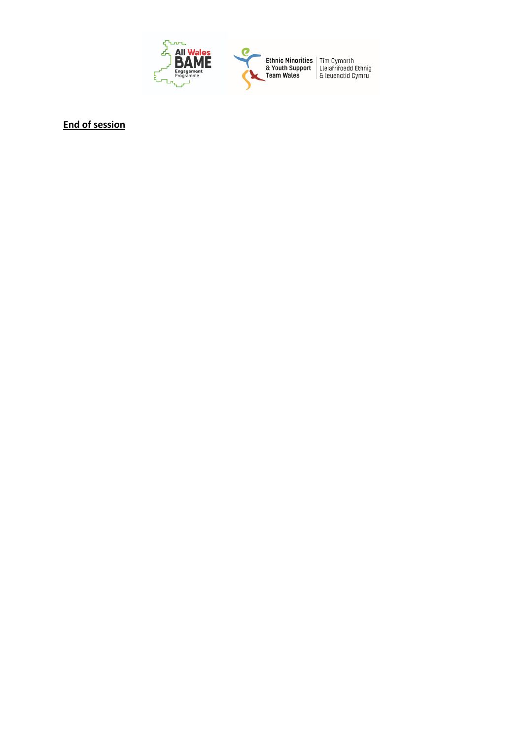**End of session**